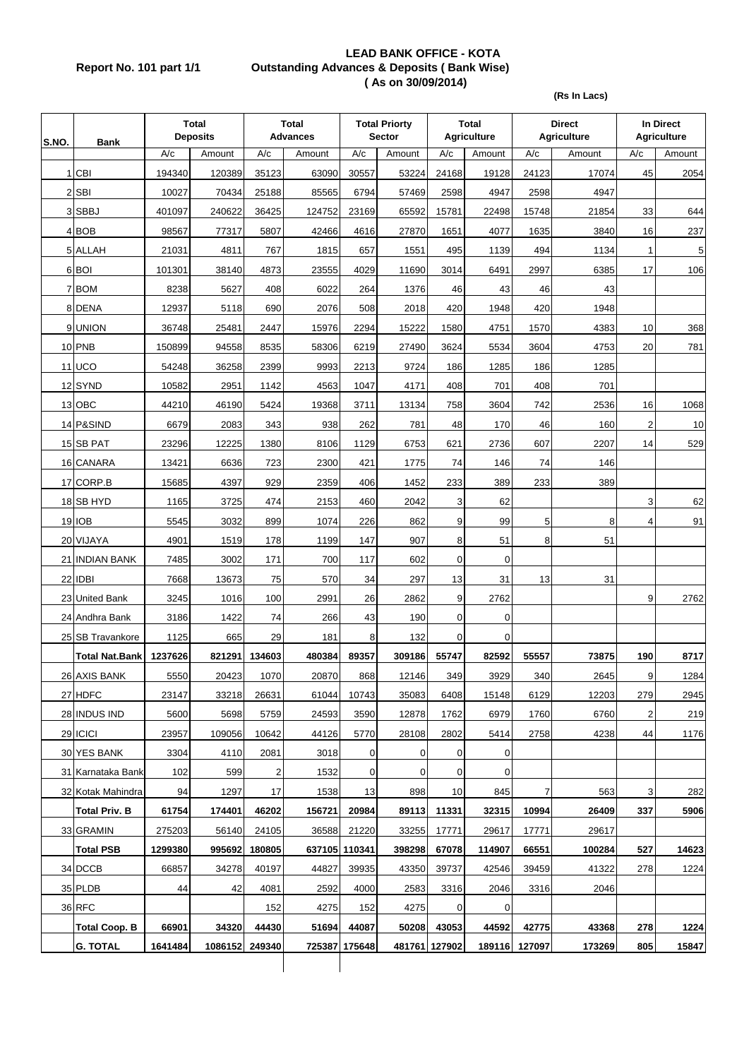**Report No. 101 part 1/1**

# LEAD BANK OFFICE - KOTA
## Outstanding Advances & Deposits ( Bank Wise)
### ( As on 30/09/2014)

**(Rs In Lacs)**

| S.NO. | Bank | Total Deposits | | Total Advances | | Total Priorty Sector | | Total Agriculture | | Direct Agriculture | | In Direct Agriculture | |
|---|---|---|---|---|---|---|---|---|---|---|---|---|---|
| | | A/c | Amount | A/c | Amount | A/c | Amount | A/c | Amount | A/c | Amount | A/c | Amount |
| 1 | CBI | 194340 | 120389 | 35123 | 63090 | 30557 | 53224 | 24168 | 19128 | 24123 | 17074 | 45 | 2054 |
| 2 | SBI | 10027 | 70434 | 25188 | 85565 | 6794 | 57469 | 2598 | 4947 | 2598 | 4947 | | |
| 3 | SBBJ | 401097 | 240622 | 36425 | 124752 | 23169 | 65592 | 15781 | 22498 | 15748 | 21854 | 33 | 644 |
| 4 | BOB | 98567 | 77317 | 5807 | 42466 | 4616 | 27870 | 1651 | 4077 | 1635 | 3840 | 16 | 237 |
| 5 | ALLAH | 21031 | 4811 | 767 | 1815 | 657 | 1551 | 495 | 1139 | 494 | 1134 | 1 | 5 |
| 6 | BOI | 101301 | 38140 | 4873 | 23555 | 4029 | 11690 | 3014 | 6491 | 2997 | 6385 | 17 | 106 |
| 7 | BOM | 8238 | 5627 | 408 | 6022 | 264 | 1376 | 46 | 43 | 46 | 43 | | |
| 8 | DENA | 12937 | 5118 | 690 | 2076 | 508 | 2018 | 420 | 1948 | 420 | 1948 | | |
| 9 | UNION | 36748 | 25481 | 2447 | 15976 | 2294 | 15222 | 1580 | 4751 | 1570 | 4383 | 10 | 368 |
| 10 | PNB | 150899 | 94558 | 8535 | 58306 | 6219 | 27490 | 3624 | 5534 | 3604 | 4753 | 20 | 781 |
| 11 | UCO | 54248 | 36258 | 2399 | 9993 | 2213 | 9724 | 186 | 1285 | 186 | 1285 | | |
| 12 | SYND | 10582 | 2951 | 1142 | 4563 | 1047 | 4171 | 408 | 701 | 408 | 701 | | |
| 13 | OBC | 44210 | 46190 | 5424 | 19368 | 3711 | 13134 | 758 | 3604 | 742 | 2536 | 16 | 1068 |
| 14 | P&SIND | 6679 | 2083 | 343 | 938 | 262 | 781 | 48 | 170 | 46 | 160 | 2 | 10 |
| 15 | SB PAT | 23296 | 12225 | 1380 | 8106 | 1129 | 6753 | 621 | 2736 | 607 | 2207 | 14 | 529 |
| 16 | CANARA | 13421 | 6636 | 723 | 2300 | 421 | 1775 | 74 | 146 | 74 | 146 | | |
| 17 | CORP.B | 15685 | 4397 | 929 | 2359 | 406 | 1452 | 233 | 389 | 233 | 389 | | |
| 18 | SB HYD | 1165 | 3725 | 474 | 2153 | 460 | 2042 | 3 | 62 | | | 3 | 62 |
| 19 | IOB | 5545 | 3032 | 899 | 1074 | 226 | 862 | 9 | 99 | 5 | 8 | 4 | 91 |
| 20 | VIJAYA | 4901 | 1519 | 178 | 1199 | 147 | 907 | 8 | 51 | 8 | 51 | | |
| 21 | INDIAN BANK | 7485 | 3002 | 171 | 700 | 117 | 602 | 0 | 0 | | | | |
| 22 | IDBI | 7668 | 13673 | 75 | 570 | 34 | 297 | 13 | 31 | 13 | 31 | | |
| 23 | United Bank | 3245 | 1016 | 100 | 2991 | 26 | 2862 | 9 | 2762 | | | 9 | 2762 |
| 24 | Andhra Bank | 3186 | 1422 | 74 | 266 | 43 | 190 | 0 | 0 | | | | |
| 25 | SB Travankore | 1125 | 665 | 29 | 181 | 8 | 132 | 0 | 0 | | | | |
| | **Total Nat.Bank** | **1237626** | **821291** | **134603** | **480384** | **89357** | **309186** | **55747** | **82592** | **55557** | **73875** | **190** | **8717** |
| 26 | AXIS BANK | 5550 | 20423 | 1070 | 20870 | 868 | 12146 | 349 | 3929 | 340 | 2645 | 9 | 1284 |
| 27 | HDFC | 23147 | 33218 | 26631 | 61044 | 10743 | 35083 | 6408 | 15148 | 6129 | 12203 | 279 | 2945 |
| 28 | INDUS IND | 5600 | 5698 | 5759 | 24593 | 3590 | 12878 | 1762 | 6979 | 1760 | 6760 | 2 | 219 |
| 29 | ICICI | 23957 | 109056 | 10642 | 44126 | 5770 | 28108 | 2802 | 5414 | 2758 | 4238 | 44 | 1176 |
| 30 | YES BANK | 3304 | 4110 | 2081 | 3018 | 0 | 0 | 0 | 0 | | | | |
| 31 | Karnataka Bank | 102 | 599 | 2 | 1532 | 0 | 0 | 0 | 0 | | | | |
| 32 | Kotak Mahindra | 94 | 1297 | 17 | 1538 | 13 | 898 | 10 | 845 | 7 | 563 | 3 | 282 |
| | **Total Priv. B** | **61754** | **174401** | **46202** | **156721** | **20984** | **89113** | **11331** | **32315** | **10994** | **26409** | **337** | **5906** |
| 33 | GRAMIN | 275203 | 56140 | 24105 | 36588 | 21220 | 33255 | 17771 | 29617 | 17771 | 29617 | | |
| | **Total PSB** | **1299380** | **995692** | **180805** | **637105** | **110341** | **398298** | **67078** | **114907** | **66551** | **100284** | **527** | **14623** |
| 34 | DCCB | 66857 | 34278 | 40197 | 44827 | 39935 | 43350 | 39737 | 42546 | 39459 | 41322 | 278 | 1224 |
| 35 | PLDB | 44 | 42 | 4081 | 2592 | 4000 | 2583 | 3316 | 2046 | 3316 | 2046 | | |
| 36 | RFC | | | 152 | 4275 | 152 | 4275 | 0 | 0 | | | | |
| | **Total Coop. B** | **66901** | **34320** | **44430** | **51694** | **44087** | **50208** | **43053** | **44592** | **42775** | **43368** | **278** | **1224** |
| | **G. TOTAL** | **1641484** | **1086152** | **249340** | **725387** | **175648** | **481761** | **127902** | **189116** | **127097** | **173269** | **805** | **15847** |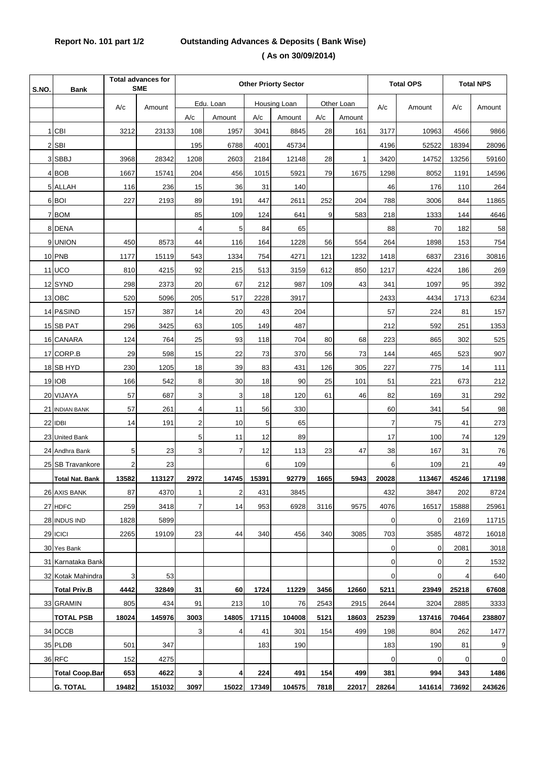**Report No. 101 part 1/2 Outstanding Advances & Deposits ( Bank Wise)**

**( As on 30/09/2014)**

| S.NO. | Bank | Total advances for SME | | Other Priorty Sector | | | | | | Total OPS | | Total NPS | |
|---|---|---|---|---|---|---|---|---|---|---|---|---|---|
| | | A/c | Amount | Edu. Loan | | Housing Loan | | Other Loan | | A/c | Amount | A/c | Amount |
| | | | | A/c | Amount | A/c | Amount | A/c | Amount | | | | |
| 1 | CBI | 3212 | 23133 | 108 | 1957 | 3041 | 8845 | 28 | 161 | 3177 | 10963 | 4566 | 9866 |
| 2 | SBI | | | 195 | 6788 | 4001 | 45734 | | | 4196 | 52522 | 18394 | 28096 |
| 3 | SBBJ | 3968 | 28342 | 1208 | 2603 | 2184 | 12148 | 28 | 1 | 3420 | 14752 | 13256 | 59160 |
| 4 | BOB | 1667 | 15741 | 204 | 456 | 1015 | 5921 | 79 | 1675 | 1298 | 8052 | 1191 | 14596 |
| 5 | ALLAH | 116 | 236 | 15 | 36 | 31 | 140 | | | 46 | 176 | 110 | 264 |
| 6 | BOI | 227 | 2193 | 89 | 191 | 447 | 2611 | 252 | 204 | 788 | 3006 | 844 | 11865 |
| 7 | BOM | | | 85 | 109 | 124 | 641 | 9 | 583 | 218 | 1333 | 144 | 4646 |
| 8 | DENA | | | 4 | 5 | 84 | 65 | | | 88 | 70 | 182 | 58 |
| 9 | UNION | 450 | 8573 | 44 | 116 | 164 | 1228 | 56 | 554 | 264 | 1898 | 153 | 754 |
| 10 | PNB | 1177 | 15119 | 543 | 1334 | 754 | 4271 | 121 | 1232 | 1418 | 6837 | 2316 | 30816 |
| 11 | UCO | 810 | 4215 | 92 | 215 | 513 | 3159 | 612 | 850 | 1217 | 4224 | 186 | 269 |
| 12 | SYND | 298 | 2373 | 20 | 67 | 212 | 987 | 109 | 43 | 341 | 1097 | 95 | 392 |
| 13 | OBC | 520 | 5096 | 205 | 517 | 2228 | 3917 | | | 2433 | 4434 | 1713 | 6234 |
| 14 | P&SIND | 157 | 387 | 14 | 20 | 43 | 204 | | | 57 | 224 | 81 | 157 |
| 15 | SB PAT | 296 | 3425 | 63 | 105 | 149 | 487 | | | 212 | 592 | 251 | 1353 |
| 16 | CANARA | 124 | 764 | 25 | 93 | 118 | 704 | 80 | 68 | 223 | 865 | 302 | 525 |
| 17 | CORP.B | 29 | 598 | 15 | 22 | 73 | 370 | 56 | 73 | 144 | 465 | 523 | 907 |
| 18 | SB HYD | 230 | 1205 | 18 | 39 | 83 | 431 | 126 | 305 | 227 | 775 | 14 | 111 |
| 19 | IOB | 166 | 542 | 8 | 30 | 18 | 90 | 25 | 101 | 51 | 221 | 673 | 212 |
| 20 | VIJAYA | 57 | 687 | 3 | 3 | 18 | 120 | 61 | 46 | 82 | 169 | 31 | 292 |
| 21 | INDIAN BANK | 57 | 261 | 4 | 11 | 56 | 330 | | | 60 | 341 | 54 | 98 |
| 22 | IDBI | 14 | 191 | 2 | 10 | 5 | 65 | | | 7 | 75 | 41 | 273 |
| 23 | United Bank | | | 5 | 11 | 12 | 89 | | | 17 | 100 | 74 | 129 |
| 24 | Andhra Bank | 5 | 23 | 3 | 7 | 12 | 113 | 23 | 47 | 38 | 167 | 31 | 76 |
| 25 | SB Travankore | 2 | 23 | | | 6 | 109 | | | 6 | 109 | 21 | 49 |
| | **Total Nat. Bank** | **13582** | **113127** | **2972** | **14745** | **15391** | **92779** | **1665** | **5943** | **20028** | **113467** | **45246** | **171198** |
| 26 | AXIS BANK | 87 | 4370 | 1 | 2 | 431 | 3845 | | | 432 | 3847 | 202 | 8724 |
| 27 | HDFC | 259 | 3418 | 7 | 14 | 953 | 6928 | 3116 | 9575 | 4076 | 16517 | 15888 | 25961 |
| 28 | INDUS IND | 1828 | 5899 | | | | | | | 0 | 0 | 2169 | 11715 |
| 29 | ICICI | 2265 | 19109 | 23 | 44 | 340 | 456 | 340 | 3085 | 703 | 3585 | 4872 | 16018 |
| 30 | Yes Bank | | | | | | | | | 0 | 0 | 2081 | 3018 |
| 31 | Karnataka Bank | | | | | | | | | 0 | 0 | 2 | 1532 |
| 32 | Kotak Mahindra | 3 | 53 | | | | | | | 0 | 0 | 4 | 640 |
| | **Total Priv.B** | **4442** | **32849** | **31** | **60** | **1724** | **11229** | **3456** | **12660** | **5211** | **23949** | **25218** | **67608** |
| 33 | GRAMIN | 805 | 434 | 91 | 213 | 10 | 76 | 2543 | 2915 | 2644 | 3204 | 2885 | 3333 |
| | **TOTAL PSB** | **18024** | **145976** | **3003** | **14805** | **17115** | **104008** | **5121** | **18603** | **25239** | **137416** | **70464** | **238807** |
| 34 | DCCB | | | 3 | 4 | 41 | 301 | 154 | 499 | 198 | 804 | 262 | 1477 |
| 35 | PLDB | 501 | 347 | | | 183 | 190 | | | 183 | 190 | 81 | 9 |
| 36 | RFC | 152 | 4275 | | | | | | | 0 | 0 | 0 | 0 |
| | **Total Coop.Ban** | **653** | **4622** | **3** | **4** | **224** | **491** | **154** | **499** | **381** | **994** | **343** | **1486** |
| | **G. TOTAL** | **19482** | **151032** | **3097** | **15022** | **17349** | **104575** | **7818** | **22017** | **28264** | **141614** | **73692** | **243626** |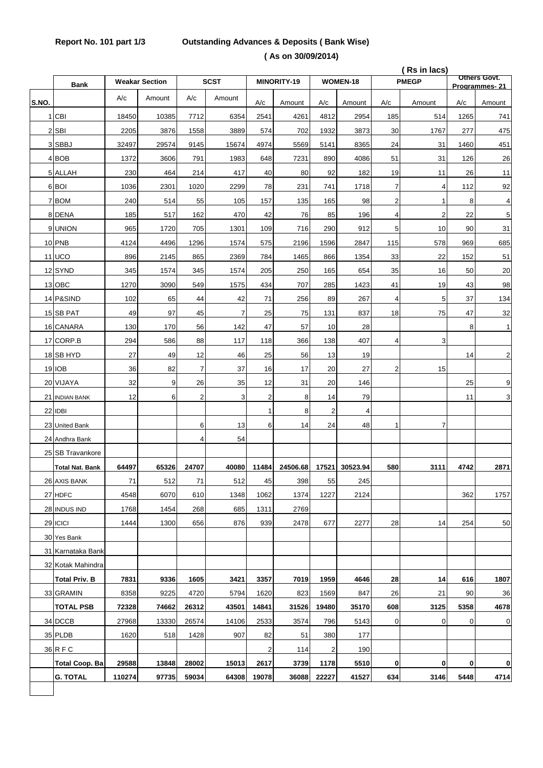**Report No. 101 part 1/3** **Outstanding Advances & Deposits ( Bank Wise)**

**( As on 30/09/2014)**

**( Rs in lacs)**

| S.NO. | Bank | Weakar Section | | SCST | | MINORITY-19 | | WOMEN-18 | | PMEGP | | Others Govt. Programmes- 21 | |
|---|---|---|---|---|---|---|---|---|---|---|---|---|---|
| | | A/c | Amount | A/c | Amount | A/c | Amount | A/c | Amount | A/c | Amount | A/c | Amount |
| 1 | CBI | 18450 | 10385 | 7712 | 6354 | 2541 | 4261 | 4812 | 2954 | 185 | 514 | 1265 | 741 |
| 2 | SBI | 2205 | 3876 | 1558 | 3889 | 574 | 702 | 1932 | 3873 | 30 | 1767 | 277 | 475 |
| 3 | SBBJ | 32497 | 29574 | 9145 | 15674 | 4974 | 5569 | 5141 | 8365 | 24 | 31 | 1460 | 451 |
| 4 | BOB | 1372 | 3606 | 791 | 1983 | 648 | 7231 | 890 | 4086 | 51 | 31 | 126 | 26 |
| 5 | ALLAH | 230 | 464 | 214 | 417 | 40 | 80 | 92 | 182 | 19 | 11 | 26 | 11 |
| 6 | BOI | 1036 | 2301 | 1020 | 2299 | 78 | 231 | 741 | 1718 | 7 | 4 | 112 | 92 |
| 7 | BOM | 240 | 514 | 55 | 105 | 157 | 135 | 165 | 98 | 2 | 1 | 8 | 4 |
| 8 | DENA | 185 | 517 | 162 | 470 | 42 | 76 | 85 | 196 | 4 | 2 | 22 | 5 |
| 9 | UNION | 965 | 1720 | 705 | 1301 | 109 | 716 | 290 | 912 | 5 | 10 | 90 | 31 |
| 10 | PNB | 4124 | 4496 | 1296 | 1574 | 575 | 2196 | 1596 | 2847 | 115 | 578 | 969 | 685 |
| 11 | UCO | 896 | 2145 | 865 | 2369 | 784 | 1465 | 866 | 1354 | 33 | 22 | 152 | 51 |
| 12 | SYND | 345 | 1574 | 345 | 1574 | 205 | 250 | 165 | 654 | 35 | 16 | 50 | 20 |
| 13 | OBC | 1270 | 3090 | 549 | 1575 | 434 | 707 | 285 | 1423 | 41 | 19 | 43 | 98 |
| 14 | P&SIND | 102 | 65 | 44 | 42 | 71 | 256 | 89 | 267 | 4 | 5 | 37 | 134 |
| 15 | SB PAT | 49 | 97 | 45 | 7 | 25 | 75 | 131 | 837 | 18 | 75 | 47 | 32 |
| 16 | CANARA | 130 | 170 | 56 | 142 | 47 | 57 | 10 | 28 | | | 8 | 1 |
| 17 | CORP.B | 294 | 586 | 88 | 117 | 118 | 366 | 138 | 407 | 4 | 3 | | |
| 18 | SB HYD | 27 | 49 | 12 | 46 | 25 | 56 | 13 | 19 | | | 14 | 2 |
| 19 | IOB | 36 | 82 | 7 | 37 | 16 | 17 | 20 | 27 | 2 | 15 | | |
| 20 | VIJAYA | 32 | 9 | 26 | 35 | 12 | 31 | 20 | 146 | | | 25 | 9 |
| 21 | INDIAN BANK | 12 | 6 | 2 | 3 | 2 | 8 | 14 | 79 | | | 11 | 3 |
| 22 | IDBI | | | | | 1 | 8 | 2 | 4 | | | | |
| 23 | United Bank | | | 6 | 13 | 6 | 14 | 24 | 48 | 1 | 7 | | |
| 24 | Andhra Bank | | | 4 | 54 | | | | | | | | |
| 25 | SB Travankore | | | | | | | | | | | | |
| | **Total Nat. Bank** | **64497** | **65326** | **24707** | **40080** | **11484** | **24506.68** | **17521** | **30523.94** | **580** | **3111** | **4742** | **2871** |
| 26 | AXIS BANK | 71 | 512 | 71 | 512 | 45 | 398 | 55 | 245 | | | | |
| 27 | HDFC | 4548 | 6070 | 610 | 1348 | 1062 | 1374 | 1227 | 2124 | | | 362 | 1757 |
| 28 | INDUS IND | 1768 | 1454 | 268 | 685 | 1311 | 2769 | | | | | | |
| 29 | ICICI | 1444 | 1300 | 656 | 876 | 939 | 2478 | 677 | 2277 | 28 | 14 | 254 | 50 |
| 30 | Yes Bank | | | | | | | | | | | | |
| 31 | Karnataka Bank | | | | | | | | | | | | |
| 32 | Kotak Mahindra | | | | | | | | | | | | |
| | **Total Priv. B** | **7831** | **9336** | **1605** | **3421** | **3357** | **7019** | **1959** | **4646** | **28** | **14** | **616** | **1807** |
| 33 | GRAMIN | 8358 | 9225 | 4720 | 5794 | 1620 | 823 | 1569 | 847 | 26 | 21 | 90 | 36 |
| | **TOTAL PSB** | **72328** | **74662** | **26312** | **43501** | **14841** | **31526** | **19480** | **35170** | **608** | **3125** | **5358** | **4678** |
| 34 | DCCB | 27968 | 13330 | 26574 | 14106 | 2533 | 3574 | 796 | 5143 | 0 | 0 | 0 | 0 |
| 35 | PLDB | 1620 | 518 | 1428 | 907 | 82 | 51 | 380 | 177 | | | | |
| 36 | R F C | | | | | 2 | 114 | 2 | 190 | | | | |
| | **Total Coop. Ba** | **29588** | **13848** | **28002** | **15013** | **2617** | **3739** | **1178** | **5510** | **0** | **0** | **0** | **0** |
| | **G. TOTAL** | **110274** | **97735** | **59034** | **64308** | **19078** | **36088** | **22227** | **41527** | **634** | **3146** | **5448** | **4714** |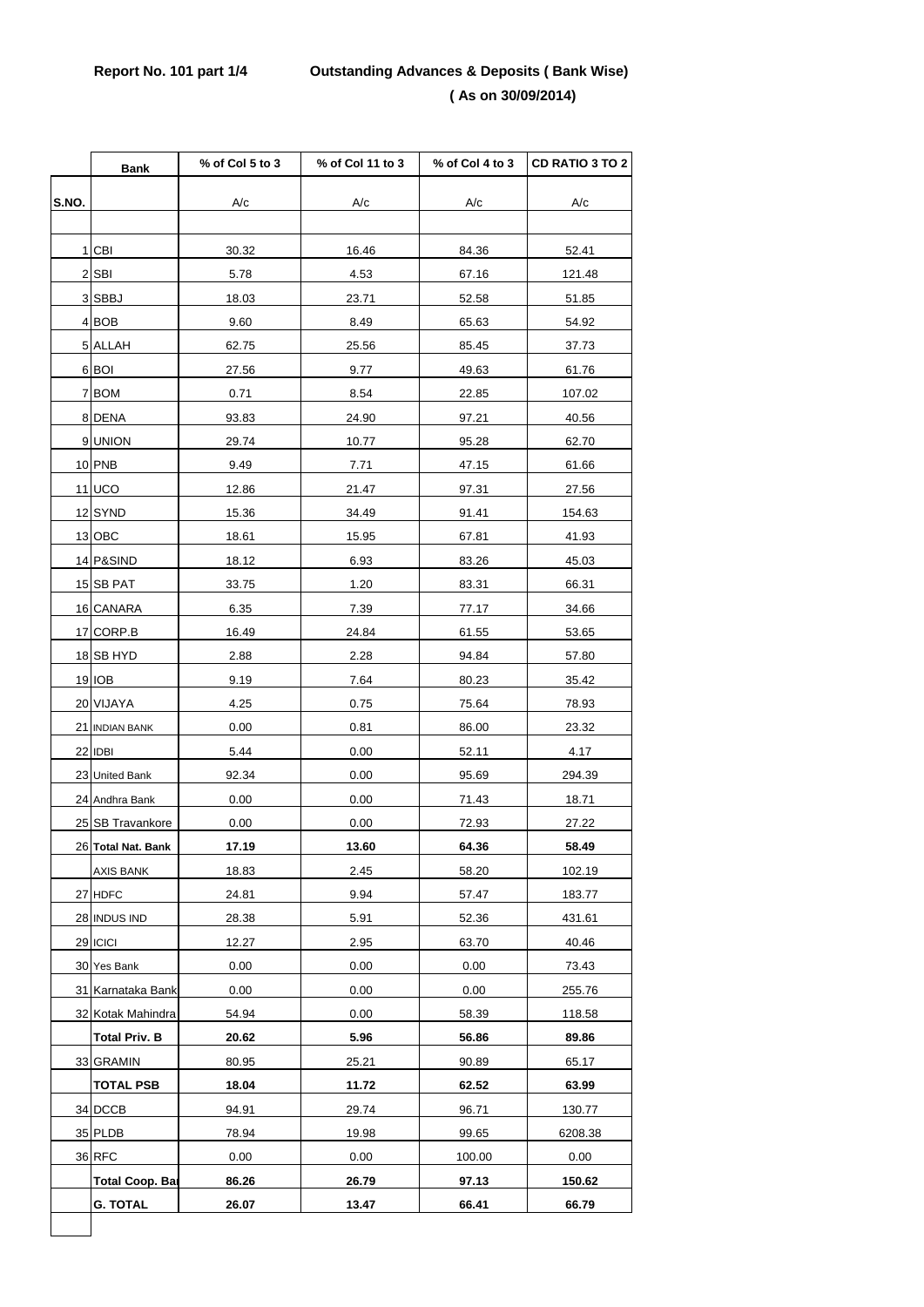**Report No. 101 part 1/4 Outstanding Advances & Deposits ( Bank Wise)**

**( As on 30/09/2014)**

| S.NO. | Bank | % of Col 5 to 3 | % of Col 11 to 3 | % of Col 4 to 3 | CD RATIO 3 TO 2 |
|---|---|---|---|---|---|
| | | A/c | A/c | A/c | A/c |
| 1 | CBI | 30.32 | 16.46 | 84.36 | 52.41 |
| 2 | SBI | 5.78 | 4.53 | 67.16 | 121.48 |
| 3 | SBBJ | 18.03 | 23.71 | 52.58 | 51.85 |
| 4 | BOB | 9.60 | 8.49 | 65.63 | 54.92 |
| 5 | ALLAH | 62.75 | 25.56 | 85.45 | 37.73 |
| 6 | BOI | 27.56 | 9.77 | 49.63 | 61.76 |
| 7 | BOM | 0.71 | 8.54 | 22.85 | 107.02 |
| 8 | DENA | 93.83 | 24.90 | 97.21 | 40.56 |
| 9 | UNION | 29.74 | 10.77 | 95.28 | 62.70 |
| 10 | PNB | 9.49 | 7.71 | 47.15 | 61.66 |
| 11 | UCO | 12.86 | 21.47 | 97.31 | 27.56 |
| 12 | SYND | 15.36 | 34.49 | 91.41 | 154.63 |
| 13 | OBC | 18.61 | 15.95 | 67.81 | 41.93 |
| 14 | P&SIND | 18.12 | 6.93 | 83.26 | 45.03 |
| 15 | SB PAT | 33.75 | 1.20 | 83.31 | 66.31 |
| 16 | CANARA | 6.35 | 7.39 | 77.17 | 34.66 |
| 17 | CORP.B | 16.49 | 24.84 | 61.55 | 53.65 |
| 18 | SB HYD | 2.88 | 2.28 | 94.84 | 57.80 |
| 19 | IOB | 9.19 | 7.64 | 80.23 | 35.42 |
| 20 | VIJAYA | 4.25 | 0.75 | 75.64 | 78.93 |
| 21 | INDIAN BANK | 0.00 | 0.81 | 86.00 | 23.32 |
| 22 | IDBI | 5.44 | 0.00 | 52.11 | 4.17 |
| 23 | United Bank | 92.34 | 0.00 | 95.69 | 294.39 |
| 24 | Andhra Bank | 0.00 | 0.00 | 71.43 | 18.71 |
| 25 | SB Travankore | 0.00 | 0.00 | 72.93 | 27.22 |
| 26 | **Total Nat. Bank** | **17.19** | **13.60** | **64.36** | **58.49** |
| | AXIS BANK | 18.83 | 2.45 | 58.20 | 102.19 |
| 27 | HDFC | 24.81 | 9.94 | 57.47 | 183.77 |
| 28 | INDUS IND | 28.38 | 5.91 | 52.36 | 431.61 |
| 29 | ICICI | 12.27 | 2.95 | 63.70 | 40.46 |
| 30 | Yes Bank | 0.00 | 0.00 | 0.00 | 73.43 |
| 31 | Karnataka Bank | 0.00 | 0.00 | 0.00 | 255.76 |
| 32 | Kotak Mahindra | 54.94 | 0.00 | 58.39 | 118.58 |
| | **Total Priv. B** | **20.62** | **5.96** | **56.86** | **89.86** |
| 33 | GRAMIN | 80.95 | 25.21 | 90.89 | 65.17 |
| | **TOTAL PSB** | **18.04** | **11.72** | **62.52** | **63.99** |
| 34 | DCCB | 94.91 | 29.74 | 96.71 | 130.77 |
| 35 | PLDB | 78.94 | 19.98 | 99.65 | 6208.38 |
| 36 | RFC | 0.00 | 0.00 | 100.00 | 0.00 |
| | **Total Coop. Ba** | **86.26** | **26.79** | **97.13** | **150.62** |
| | **G. TOTAL** | **26.07** | **13.47** | **66.41** | **66.79** |